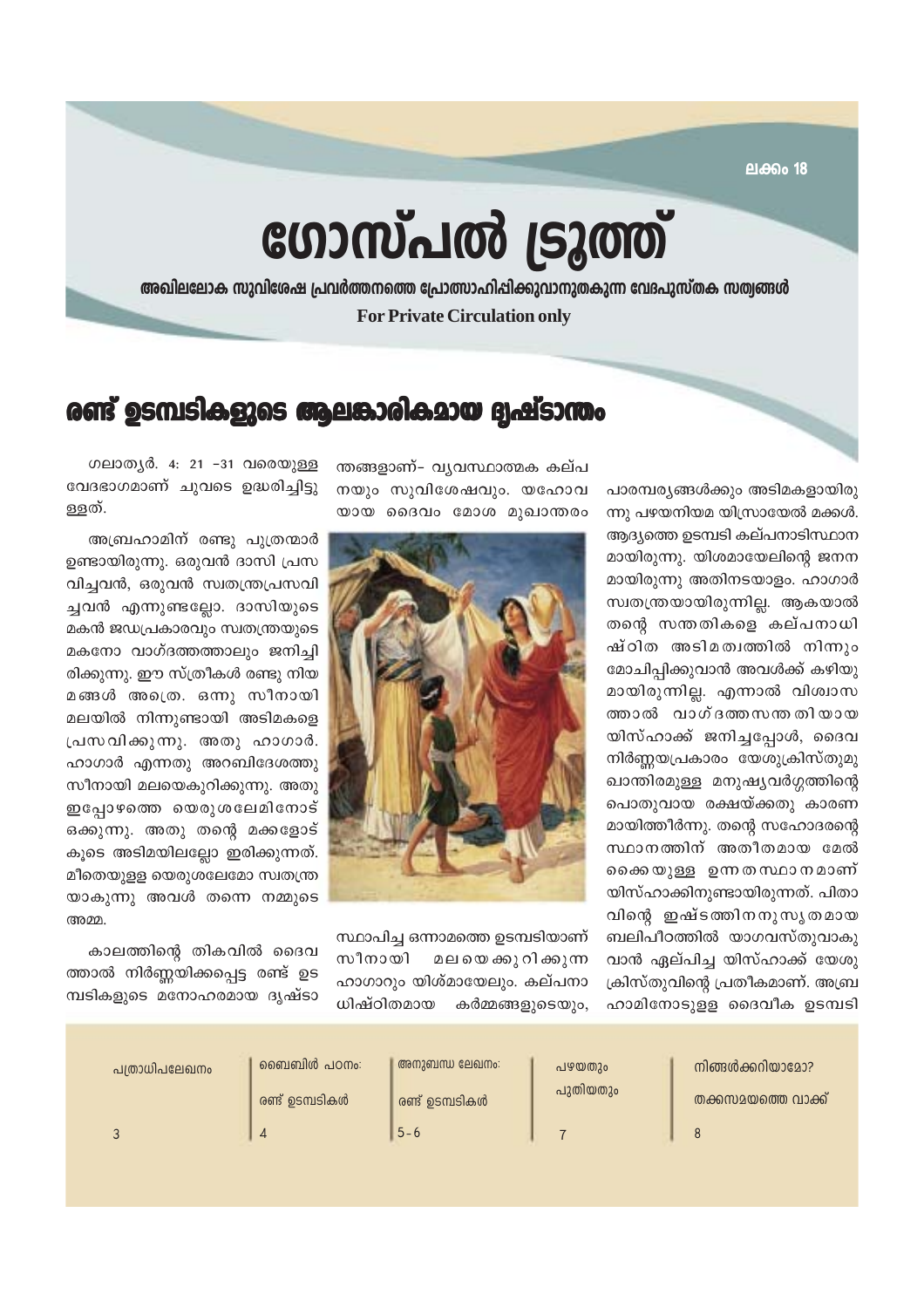ലക്കം 18

# ഗോസ്പൽ ട്രൂത്ത്

**അഖിലലോക സുവിശേഷ പ്രവർത്തനത്തെ പ്രോത്സാഹിപ്പിക്കുവാനുതകുന്ന വേദപുസ്തക സത്യങ്ങൾ**

**For Private Circulation only**

## രണ്ട് ഉടമ്പടികളുടെ ആലങ്കാരികമായ ദൃഷ്ടാന്തം

ഗലാത്യർ. 4: 21 –31 വരെയുള്ള വേദഭാഗമാണ് ചുവടെ ഉദ്ധരിച്ചിട്ടുള്ളത്.

അബ്രഹാമിന് രണ്ടു പുത്രന്മാർ ഉണ്ടായിരുന്നു. ഒരുവൻ ദാസി പ്രസവിച്ചവൻ, ഒരുവൻ സ്വതന്ത്രപ്രസവിച്ചവൻ എന്നുണ്ടല്ലോ. ദാസിയുടെ മകൻ ജഡപ്രകാരവും സ്വതന്ത്രയുടെ മകനോ വാഗ്ദത്തത്താലും ജനിച്ചിരിക്കുന്നു. ഈ സ്ത്രീകൾ രണ്ടു നിയമങ്ങൾ അത്രെ. ഒന്നു സീനായി മലയിൽ നിന്നുണ്ടായി അടിമകളെ പ്രസവിക്കുന്നു. അതു ഹാഗാർ. ഹാഗാർ എന്നതു അറബിദേശത്തു സീനായി മലയെകുറിക്കുന്നു. അതു ഇപ്പോഴത്തെ യെരുശലേമിനോട് ഒക്കുന്നു. അതു തന്റെ മക്കളോട് കൂടെ അടിമയിലല്ലോ ഇരിക്കുന്നത്. മീതെയുള്ള യെരുശലേമോ സ്വതന്ത്രയാകുന്നു അവൾ തന്നെ നമ്മുടെ അമ്മ.

കാലത്തിന്റെ തികവിൽ ദൈവത്താൽ നിർണ്ണയിക്കപ്പെട്ട രണ്ട് ഉടമ്പടികളുടെ മനോഹരമായ ദൃഷ്ടാന്തങ്ങളാണ്– വ്യവസ്ഥാത്മക കല്പനയും സുവിശേഷവും. യഹോവയായ ദൈവം മോശ മുഖാന്തരം സ്ഥാപിച്ച ഒന്നാമത്തെ ഉടമ്പടിയാണ് സീനായി മലയെക്കുറിക്കുന്ന ഹാഗാറും യിശ്മായേലും. കല്പനാധിഷ്ഠിതമായ കർമ്മങ്ങളുടെയും, പാരമ്പര്യങ്ങൾക്കും അടിമകളായിരുന്നു പഴയനിയമ യിസ്രായേൽ മക്കൾ. ആദ്യത്തെ ഉടമ്പടി കല്പനാടിസ്ഥാനമായിരുന്നു. യിശമായേലിന്റെ ജനനമായിരുന്നു അതിനടയാളം. ഹാഗാർ സ്വതന്ത്രയായിരുന്നില്ല. ആകയാൽ തന്റെ സന്തതികളെ കല്പനാധിഷ്ഠിത അടിമത്വത്തിൽ നിന്നും മോചിപ്പിക്കുവാൻ അവൾക്ക് കഴിയുമായിരുന്നില്ല. എന്നാൽ വിശ്വാസത്താൽ വാഗ്ദത്തസന്തതിയായ യിസ്ഹാക്ക് ജനിച്ചപ്പോൾ, ദൈവനിർണ്ണയപ്രകാരം യേശുക്രിസ്തുമുഖാന്തിരമുള്ള മനുഷ്യവർഗ്ഗത്തിന്റെ പൊതുവായ രക്ഷയ്ക്കതു കാരണമായിത്തീർന്നു. തന്റെ സഹോദരന്റെ സ്ഥാനത്തിന് അതീതമായ മേൽക്കൈയുള്ള ഉന്നതസ്ഥാനമാണ് യിസ്ഹാക്കിനുണ്ടായിരുന്നത്. പിതാവിന്റെ ഇഷ്ടത്തിനനുസൃതമായ ബലിപീഠത്തിൽ യാഗവസ്തുവാകുവാൻ ഏല്പിച്ച യിസ്ഹാക്ക് യേശുക്രിസ്തുവിന്റെ പ്രതീകമാണ്. അബ്രഹാമിനോടുള്ള ദൈവീക ഉടമ്പടി

| പത്രാധിപലേഖനം | ബൈബിൾ പഠനം: രണ്ട് ഉടമ്പടികൾ | അനുബന്ധ ലേഖനം: രണ്ട് ഉടമ്പടികൾ | പഴയതും പുതിയതും | നിങ്ങൾക്കറിയാമോ? തക്കസമയത്തെ വാക്ക് |
|---|---|---|---|---|
| 3 | 4 | 5 - 6 | 7 | 8 |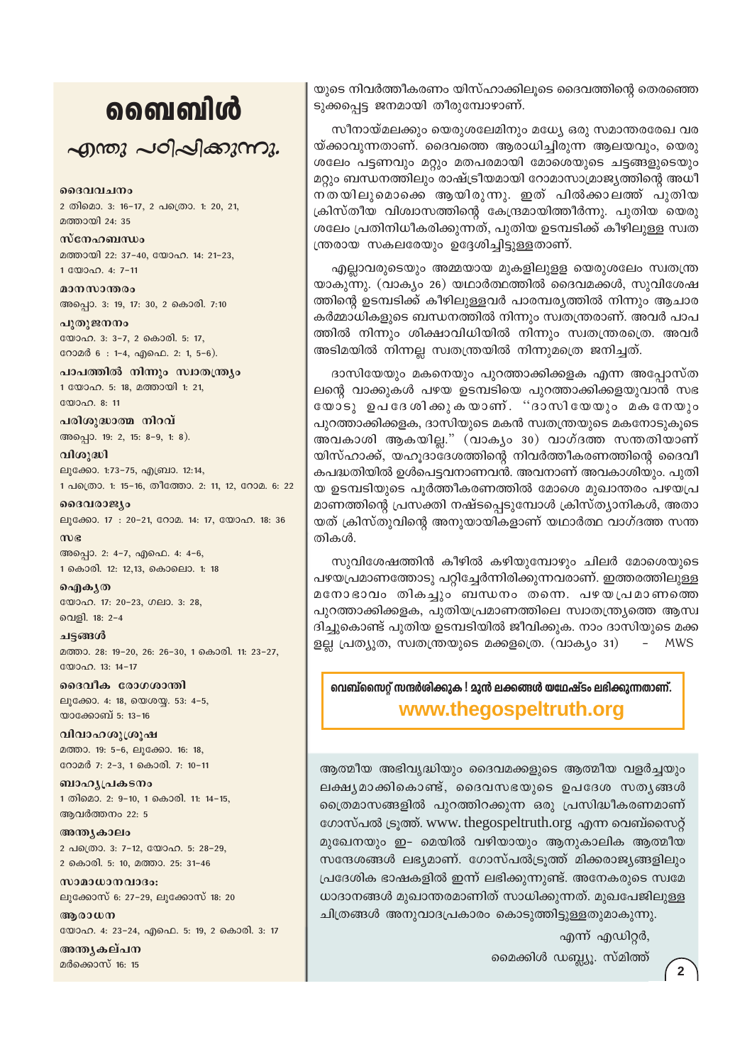# ബൈബിൾ

## എന്തു പഠിപ്പിക്കുന്നു.

**ദൈവവചനം**
2 തിമൊ. 3: 16-17, 2 പത്രൊ. 1: 20, 21, മത്തായി 24: 35

**സ്നേഹബന്ധം**
മത്തായി 22: 37-40, യോഹ. 14: 21-23, 1 യോഹ. 4: 7-11

**മാനസാന്തരം**
അപ്പൊ. 3: 19, 17: 30, 2 കൊരി. 7:10

**പുതുജനനം**
യോഹ. 3: 3-7, 2 കൊരി. 5: 17, റോമർ 6 : 1-4, എഫെ. 2: 1, 5-6).

**പാപത്തിൽ നിന്നും സ്വാതന്ത്ര്യം**
1 യോഹ. 5: 18, മത്തായി 1: 21, യോഹ. 8: 11

**പരിശുദ്ധാത്മ നിറവ്**
അപ്പൊ. 19: 2, 15: 8-9, 1: 8).

**വിശുദ്ധി**
ലൂക്കോ. 1:73-75, എബ്രാ. 12:14, 1 പത്രൊ. 1: 15-16, തീത്തോ. 2: 11, 12, റോമ. 6: 22

**ദൈവരാജ്യം**
ലൂക്കോ. 17 : 20-21, റോമ. 14: 17, യോഹ. 18: 36

**സഭ**
അപ്പൊ. 2: 4-7, എഫെ. 4: 4-6, 1 കൊരി. 12: 12,13, കൊലൊ. 1: 18

**ഐക്യത**
യോഹ. 17: 20-23, ഗലാ. 3: 28, വെളി. 18: 2-4

**ചട്ടങ്ങൾ**
മത്താ. 28: 19-20, 26: 26-30, 1 കൊരി. 11: 23-27, യോഹ. 13: 14-17

**ദൈവീക രോഗശാന്തി**
ലൂക്കോ. 4: 18, യെശയ്യ. 53: 4-5, യാക്കോബ് 5: 13-16

**വിവാഹശുശ്രൂഷ**
മത്താ. 19: 5-6, ലൂക്കോ. 16: 18, റോമർ 7: 2-3, 1 കൊരി. 7: 10-11

**ബാഹ്യപ്രകടനം**
1 തിമൊ. 2: 9-10, 1 കൊരി. 11: 14-15, ആവർത്തനം 22: 5

**അന്ത്യകാലം**
2 പത്രൊ. 3: 7-12, യോഹ. 5: 28-29, 2 കൊരി. 5: 10, മത്താ. 25: 31-46

**സാമാധാനവാദം:**
ലൂക്കോസ് 6: 27-29, ലൂക്കോസ് 18: 20

**ആരാധന**
യോഹ. 4: 23-24, എഫെ. 5: 19, 2 കൊരി. 3: 17

**അന്ത്യകല്പന**
മർക്കൊസ് 16: 15

യുടെ നിവർത്തീകരണം യിസ്ഹാക്കിലൂടെ ദൈവത്തിന്റെ തെരഞ്ഞെടുക്കപ്പെട്ട ജനമായി തീരുമ്പോഴാണ്.

സീനായ്മലക്കും യെരുശലേമിനും മധ്യേ ഒരു സമാന്തരരേഖ വരയ്ക്കാവുന്നതാണ്. ദൈവത്തെ ആരാധിച്ചിരുന്ന ആലയവും, യെരുശലേം പട്ടണവും മറ്റും മതപരമായി മോശെയുടെ ചട്ടങ്ങളുടെയും മറ്റും ബന്ധനത്തിലും രാഷ്ട്രീയമായി റോമാസാമ്രാജ്യത്തിന്റെ അധീനതയിലുമൊക്കെ ആയിരുന്നു. ഇത് പിൽക്കാലത്ത് പുതിയ ക്രിസ്തീയ വിശ്വാസത്തിന്റെ കേന്ദ്രമായിത്തീർന്നു. പുതിയ യെരുശലേം പ്രതിനിധീകരിക്കുന്നത്, പുതിയ ഉടമ്പടിക്ക് കീഴിലുള്ള സ്വതന്ത്രരായ സകലരേയും ഉദ്ദേശിച്ചിട്ടുള്ളതാണ്.

എല്ലാവരുടെയും അമ്മയായ മുകളിലുള്ള യെരുശലേം സ്വതന്ത്രയാകുന്നു. (വാക്യം 26) യഥാർത്ഥത്തിൽ ദൈവമക്കൾ, സുവിശേഷത്തിന്റെ ഉടമ്പടിക്ക് കീഴിലുള്ളവർ പാരമ്പര്യത്തിൽ നിന്നും ആചാരകർമ്മാധികളുടെ ബന്ധനത്തിൽ നിന്നും സ്വതന്ത്രരാണ്. അവർ പാപത്തിൽ നിന്നും ശിക്ഷാവിധിയിൽ നിന്നും സ്വതന്ത്രരത്രെ. അവർ അടിമയിൽ നിന്നല്ല സ്വതന്ത്രയിൽ നിന്നുമത്രെ ജനിച്ചത്.

ദാസിയേയും മകനെയും പുറത്താക്കിക്കളക എന്ന അപ്പോസ്തലന്റെ വാക്കുകൾ പഴയ ഉടമ്പടിയെ പുറത്താക്കിക്കളയുവാൻ സഭയോടു ഉപദേശിക്കുകയാണ്. "ദാസിയേയും മകനേയും പുറത്താക്കിക്കളക, ദാസിയുടെ മകൻ സ്വതന്ത്രയുടെ മകനോടുകൂടെ അവകാശി ആകയില്ല." (വാക്യം 30) വാഗ്ദത്ത സന്തതിയാണ് യിസ്ഹാക്ക്, യഹൂദാദേശത്തിന്റെ നിവർത്തീകരണത്തിന്റെ ദൈവീകപദ്ധതിയിൽ ഉൾപ്പെട്ടവനാണവൻ. അവനാണ് അവകാശിയും. പുതിയ ഉടമ്പടിയുടെ പൂർത്തീകരണത്തിൽ മോശെ മുഖാന്തരം പഴയപ്രമാണത്തിന്റെ പ്രസക്തി നഷ്ടപ്പെടുമ്പോൾ ക്രിസ്ത്യാനികൾ, അതായത് ക്രിസ്തുവിന്റെ അനുയായികളാണ് യഥാർത്ഥ വാഗ്ദത്ത സന്തതികൾ.

സുവിശേഷത്തിന് കീഴിൽ കഴിയുമ്പോഴും ചിലർ മോശെയുടെ പഴയപ്രമാണത്തോടു പറ്റിച്ചേർന്നിരിക്കുന്നവരാണ്. ഇത്തരത്തിലുള്ള മനോഭാവം തികച്ചും ബന്ധനം തന്നെ. പഴയപ്രമാണത്തെ പുറത്താക്കിക്കളക, പുതിയപ്രമാണത്തിലെ സ്വാതന്ത്ര്യത്തെ ആസ്വദിച്ചുകൊണ്ട് പുതിയ ഉടമ്പടിയിൽ ജീവിക്കുക. നാം ദാസിയുടെ മക്കളല്ല പ്രത്യുത, സ്വതന്ത്രയുടെ മക്കളത്രെ. (വാക്യം 31) - MWS

**വെബ്സൈറ്റ് സന്ദർശിക്കുക ! മുൻ ലക്കങ്ങൾ യഥേഷ്ടം ലഭിക്കുന്നതാണ്.**
**www.thegospeltruth.org**

ആത്മീയ അഭിവൃദ്ധിയും ദൈവമക്കളുടെ ആത്മീയ വളർച്ചയും ലക്ഷ്യമാക്കികൊണ്ട്, ദൈവസഭയുടെ ഉപദേശ സത്യങ്ങൾ ത്രൈമാസങ്ങളിൽ പുറത്തിറക്കുന്ന ഒരു പ്രസിദ്ധീകരണമാണ് ഗോസ്പൽ ട്രൂത്ത്. www.thegospeltruth.org എന്ന വെബ്സൈറ്റ് മുഖേനയും ഇ- മെയിൽ വഴിയായും ആനുകാലിക ആത്മീയ സന്ദേശങ്ങൾ ലഭ്യമാണ്. ഗോസ്പൽട്രൂത്ത് മിക്കരാജ്യങ്ങളിലും പ്രദേശിക ഭാഷകളിൽ ഇന്ന് ലഭിക്കുന്നുണ്ട്. അനേകരുടെ സ്വമേധാദാനങ്ങൾ മുഖാന്തരമാണിത് സാധിക്കുന്നത്. മുഖപേജിലുള്ള ചിത്രങ്ങൾ അനുവാദപ്രകാരം കൊടുത്തിട്ടുള്ളതുമാകുന്നു.

എന്ന് എഡിറ്റർ,
മൈക്കിൾ ഡബ്ല്യു. സ്മിത്ത്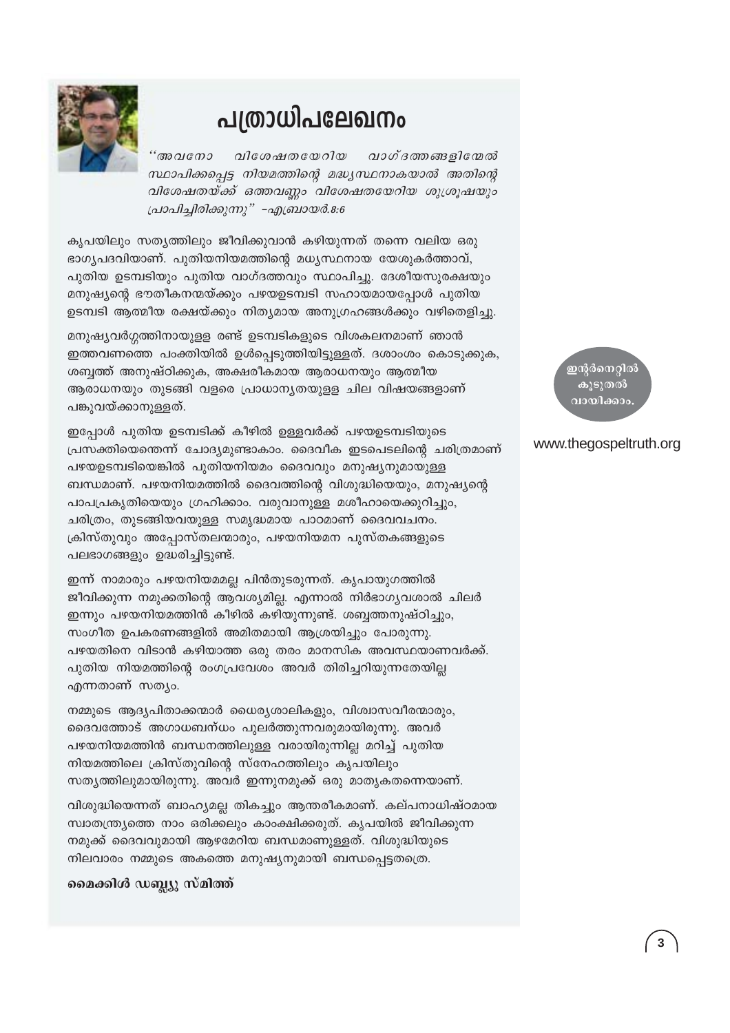# പത്രാധിപലേഖനം

*"അവനോ വിശേഷതയേറിയ വാഗ്ദത്തങ്ങളിന്മേൽ സ്ഥാപിക്കപ്പെട്ട നിയമത്തിന്റെ മദ്ധ്യസ്ഥനാകയാൽ അതിന്റെ വിശേഷതയ്ക്ക് ഒത്തവണ്ണം വിശേഷതയേറിയ ശുശ്രൂഷയും പ്രാപിച്ചിരിക്കുന്നു" –എബ്രായർ.8:6*

കൃപയിലും സത്യത്തിലും ജീവിക്കുവാൻ കഴിയുന്നത് തന്നെ വലിയ ഒരു ഭാഗ്യപദവിയാണ്. പുതിയനിയമത്തിന്റെ മധ്യസ്ഥനായ യേശുകർത്താവ്, പുതിയ ഉടമ്പടിയും പുതിയ വാഗ്ദത്തവും സ്ഥാപിച്ചു. ദേശീയസുരക്ഷയും മനുഷ്യന്റെ ഭൗതീകനന്മയ്ക്കും പഴയഉടമ്പടി സഹായമായപ്പോൾ പുതിയ ഉടമ്പടി ആത്മീയ രക്ഷയ്ക്കും നിത്യമായ അനുഗ്രഹങ്ങൾക്കും വഴിതെളിച്ചു.

മനുഷ്യവർഗ്ഗത്തിനായുള്ള രണ്ട് ഉടമ്പടികളുടെ വിശകലനമാണ് ഞാൻ ഇത്തവണത്തെ പംക്തിയിൽ ഉൾപ്പെടുത്തിയിട്ടുള്ളത്. ദശാംശം കൊടുക്കുക, ശബ്ബത്ത് അനുഷ്ഠിക്കുക, അക്ഷരീകമായ ആരാധനയും ആത്മീയ ആരാധനയും തുടങ്ങി വളരെ പ്രാധാന്യതയുള്ള ചില വിഷയങ്ങളാണ് പങ്കുവയ്ക്കാനുള്ളത്.

ഇപ്പോൾ പുതിയ ഉടമ്പടിക്ക് കീഴിൽ ഉള്ളവർക്ക് പഴയഉടമ്പടിയുടെ പ്രസക്തിയെന്തെന്ന് ചോദ്യമുണ്ടാകാം. ദൈവീക ഇടപെടലിന്റെ ചരിത്രമാണ് പഴയഉടമ്പടിയെങ്കിൽ പുതിയനിയമം ദൈവവും മനുഷ്യനുമായുള്ള ബന്ധമാണ്. പഴയനിയമത്തിൽ ദൈവത്തിന്റെ വിശുദ്ധിയെയും, മനുഷ്യന്റെ പാപപ്രകൃതിയെയും ഗ്രഹിക്കാം. വരുവാനുള്ള മശീഹായെക്കുറിച്ചും, ചരിത്രം, തുടങ്ങിയവയുള്ള സമൃദ്ധമായ പാഠമാണ് ദൈവവചനം. ക്രിസ്തുവും അപ്പോസ്തലന്മാരും, പഴയനിയമന പുസ്തകങ്ങളുടെ പലഭാഗങ്ങളും ഉദ്ധരിച്ചിട്ടുണ്ട്.

ഇന്ന് നാമാരും പഴയനിയമമല്ല പിൻതുടരുന്നത്. കൃപായുഗത്തിൽ ജീവിക്കുന്ന നമുക്കതിന്റെ ആവശ്യമില്ല. എന്നാൽ നിർഭാഗ്യവശാൽ ചിലർ ഇന്നും പഴയനിയമത്തിൻ കീഴിൽ കഴിയുന്നുണ്ട്. ശബ്ബത്തനുഷ്ഠിച്ചും, സംഗീത ഉപകരണങ്ങളിൽ അമിതമായി ആശ്രയിച്ചും പോരുന്നു. പഴയതിനെ വിടാൻ കഴിയാത്ത ഒരു തരം മാനസിക അവസ്ഥയാണവർക്ക്. പുതിയ നിയമത്തിന്റെ രംഗപ്രവേശം അവർ തിരിച്ചറിയുന്നതേയില്ല എന്നതാണ് സത്യം.

നമ്മുടെ ആദ്യപിതാക്കന്മാർ ധൈര്യശാലികളും, വിശ്വാസവീരന്മാരും, ദൈവത്തോട് അഗാധബന്ധം പുലർത്തുന്നവരുമായിരുന്നു. അവർ പഴയനിയമത്തിൻ ബന്ധനത്തിലുള്ള വരായിരുന്നില്ല മറിച്ച് പുതിയ നിയമത്തിലെ ക്രിസ്തുവിന്റെ സ്നേഹത്തിലും കൃപയിലും സത്യത്തിലുമായിരുന്നു. അവർ ഇന്നുനമുക്ക് ഒരു മാതൃകതന്നെയാണ്.

വിശുദ്ധിയെന്നത് ബാഹ്യമല്ല തികച്ചും ആന്തരീകമാണ്. കല്പനാധിഷ്ഠമായ സ്വാതന്ത്ര്യത്തെ നാം ഒരിക്കലും കാംക്ഷിക്കരുത്. കൃപയിൽ ജീവിക്കുന്ന നമുക്ക് ദൈവവുമായി ആഴമേറിയ ബന്ധമാണുള്ളത്. വിശുദ്ധിയുടെ നിലവാരം നമ്മുടെ അകത്തെ മനുഷ്യനുമായി ബന്ധപ്പെട്ടതത്രെ.

**മൈക്കിൾ ഡബ്ല്യു സ്മിത്ത്**

ഇന്റർനെറ്റിൽ കൂടുതൽ വായിക്കാം.

www.thegospeltruth.org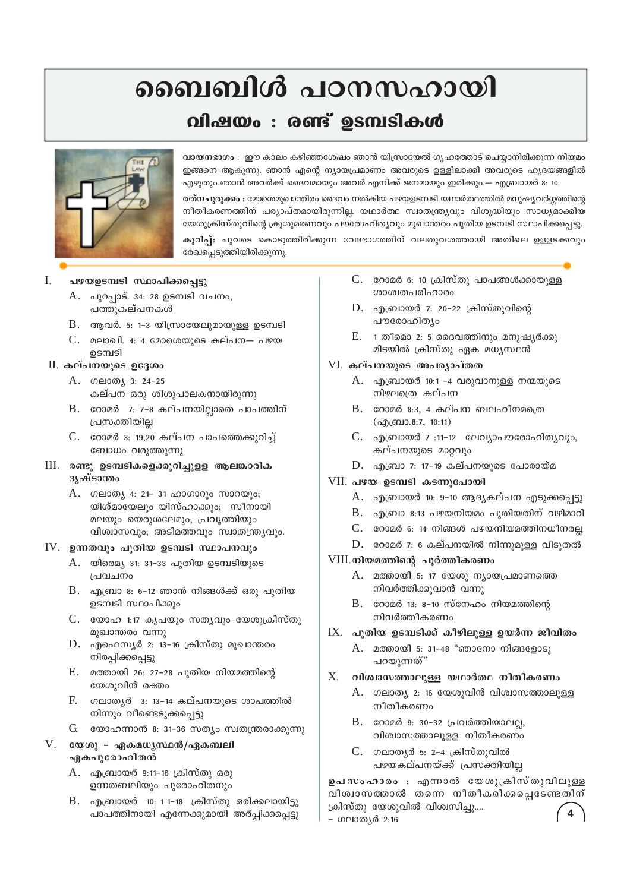# ബൈബിൾ പഠനസഹായി

## വിഷയം : രണ്ട് ഉടമ്പടികൾ

**വായനഭാഗം :** ഈ കാലം കഴിഞ്ഞശേഷം ഞാൻ യിസ്രായേൽ ഗൃഹത്തോട് ചെയ്യാനിരിക്കുന്ന നിയമം ഇങ്ങനെ ആകുന്നു. ഞാൻ എന്റെ ന്യായപ്രമാണം അവരുടെ ഉള്ളിലാക്കി അവരുടെ ഹൃദയങ്ങളിൽ എഴുതും ഞാൻ അവർക്ക് ദൈവമായും അവർ എനിക്ക് ജനമായും ഇരിക്കും.— എബ്രായർ 8: 10.

**രത്നചുരുക്കം :** മോശെമുഖാന്തിരം ദൈവം നൽകിയ പഴയഉടമ്പടി യഥാർത്ഥത്തിൽ മനുഷ്യവർഗ്ഗത്തിന്റെ നീതീകരണത്തിന് പര്യാപ്തമായിരുന്നില്ല. യഥാർത്ഥ സ്വാതന്ത്ര്യവും വിശുദ്ധിയും സാധ്യമാക്കിയ യേശുക്രിസ്തുവിന്റെ ക്രൂശുമരണവും പൗരോഹിത്യവും മുഖാന്തരം പുതിയ ഉടമ്പടി സ്ഥാപിക്കപ്പെട്ടു.

**കുറിപ്പ്:** ചുവടെ കൊടുത്തിരിക്കുന്ന വേദഭാഗത്തിന് വലതുവശത്തായി അതിലെ ഉള്ളടക്കവും രേഖപ്പെടുത്തിയിരിക്കുന്നു.

**I. പഴയഉടമ്പടി സ്ഥാപിക്കപ്പെട്ടു**
- A. പുറപ്പാട്. 34: 28 ഉടമ്പടി വചനം, പത്തുകല്പനകൾ
- B. ആവർ. 5: 1-3 യിസ്രായേലുമായുള്ള ഉടമ്പടി
- C. മലാഖി. 4: 4 മോശെയുടെ കല്പന— പഴയ ഉടമ്പടി

**II. കല്പനയുടെ ഉദ്ദേശം**
- A. ഗലാത്യ 3: 24-25 കല്പന ഒരു ശിശുപാലകനായിരുന്നു
- B. റോമർ 7: 7-8 കല്പനയില്ലാതെ പാപത്തിന് പ്രസക്തിയില്ല
- C. റോമർ 3: 19,20 കല്പന പാപത്തെക്കുറിച്ച് ബോധം വരുത്തുന്നു

**III. രണ്ടു ഉടമ്പടികളെക്കുറിച്ചുള്ള ആലങ്കാരിക ദൃഷ്ടാന്തം**
- A. ഗലാത്യ 4: 21- 31 ഹാഗാറും സാറയും; യിശ്മായേലും യിസ്ഹാക്കും; സീനായി മലയും യെരുശലേമും; പ്രവൃത്തിയും വിശ്വാസവും; അടിമത്തവും സ്വാതന്ത്ര്യവും.

**IV. ഉന്നതവും പുതിയ ഉടമ്പടി സ്ഥാപനവും**
- A. യിരെമ്യ 31: 31-33 പുതിയ ഉടമ്പടിയുടെ പ്രവചനം
- B. എബ്രാ 8: 6-12 ഞാൻ നിങ്ങൾക്ക് ഒരു പുതിയ ഉടമ്പടി സ്ഥാപിക്കും
- C. യോഹ 1:17 കൃപയും സത്യവും യേശുക്രിസ്തു മുഖാന്തരം വന്നു
- D. എഫെസ്യർ 2: 13-16 ക്രിസ്തു മുഖാന്തരം നിരപ്പിക്കപ്പെട്ടു
- E. മത്തായി 26: 27-28 പുതിയ നിയമത്തിന്റെ യേശുവിൻ രക്തം
- F. ഗലാത്യർ 3: 13-14 കല്പനയുടെ ശാപത്തിൽ നിന്നും വീണ്ടെടുക്കപ്പെട്ടു
- G. യോഹന്നാൻ 8: 31-36 സത്യം സ്വതന്ത്രരാക്കുന്നു

**V. യേശു - ഏകമധ്യസ്ഥൻ/ഏകബലി ഏകപുരോഹിതൻ**
- A. എബ്രായർ 9:11-16 ക്രിസ്തു ഒരു ഉന്നതബലിയും പുരോഹിതനും
- B. എബ്രായർ 10: 1 1-18 ക്രിസ്തു ഒരിക്കലായിട്ടു പാപത്തിനായി എന്നേക്കുമായി അർപ്പിക്കപ്പെട്ടു
- C. റോമർ 6: 10 ക്രിസ്തു പാപങ്ങൾക്കായുള്ള ശാശ്വതപരിഹാരം
- D. എബ്രായർ 7: 20-22 ക്രിസ്തുവിന്റെ പൗരോഹിത്യം
- E. 1 തിമൊ 2: 5 ദൈവത്തിനും മനുഷ്യർക്കു മിടയിൽ ക്രിസ്തു ഏക മധ്യസ്ഥൻ

**VI. കല്പനയുടെ അപര്യാപ്തത**
- A. എബ്രായർ 10:1 -4 വരുവാനുള്ള നന്മയുടെ നിഴലത്രെ കല്പന
- B. റോമർ 8:3, 4 കല്പന ബലഹീനമത്രെ (എബ്രാ.8:7, 10:11)
- C. എബ്രായർ 7 :11-12 ലേവ്യാപൗരോഹിത്യവും, കല്പനയുടെ മാറ്റവും
- D. എബ്രാ 7: 17-19 കല്പനയുടെ പോരായ്മ

**VII. പഴയ ഉടമ്പടി കടന്നുപോയി**
- A. എബ്രായർ 10: 9-10 ആദ്യകല്പന എടുക്കപ്പെട്ടു
- B. എബ്രാ 8:13 പഴയനിയമം പുതിയതിന് വഴിമാറി
- C. റോമർ 6: 14 നിങ്ങൾ പഴയനിയമത്തിനധീനരല്ല
- D. റോമർ 7: 6 കല്പനയിൽ നിന്നുമുള്ള വിടുതൽ

**VIII. നിയമത്തിന്റെ പൂർത്തീകരണം**
- A. മത്തായി 5: 17 യേശു ന്യായപ്രമാണത്തെ നിവർത്തിക്കുവാൻ വന്നു
- B. റോമർ 13: 8-10 സ്നേഹം നിയമത്തിന്റെ നിവർത്തീകരണം

**IX. പുതിയ ഉടമ്പടിക്ക് കീഴിലുള്ള ഉയർന്ന ജീവിതം**
- A. മത്തായി 5: 31-48 "ഞാനോ നിങ്ങളോടു പറയുന്നത്"

**X. വിശ്വാസത്താലുള്ള യഥാർത്ഥ നീതീകരണം**
- A. ഗലാത്യ 2: 16 യേശുവിൻ വിശ്വാസത്താലുള്ള നീതീകരണം
- B. റോമർ 9: 30-32 പ്രവർത്തിയാലല്ല, വിശ്വാസത്താലുള്ള നീതീകരണം
- C. ഗലാത്യർ 5: 2-4 ക്രിസ്തുവിൽ പഴയകല്പനയ്ക്ക് പ്രസക്തിയില്ല

**ഉപസംഹാരം :** എന്നാൽ യേശുക്രിസ്തുവിലുള്ള വിശ്വാസത്താൽ തന്നെ നീതീകരിക്കപ്പെടേണ്ടതിന് ക്രിസ്തു യേശുവിൽ വിശ്വസിച്ചു....
- ഗലാത്യർ 2:16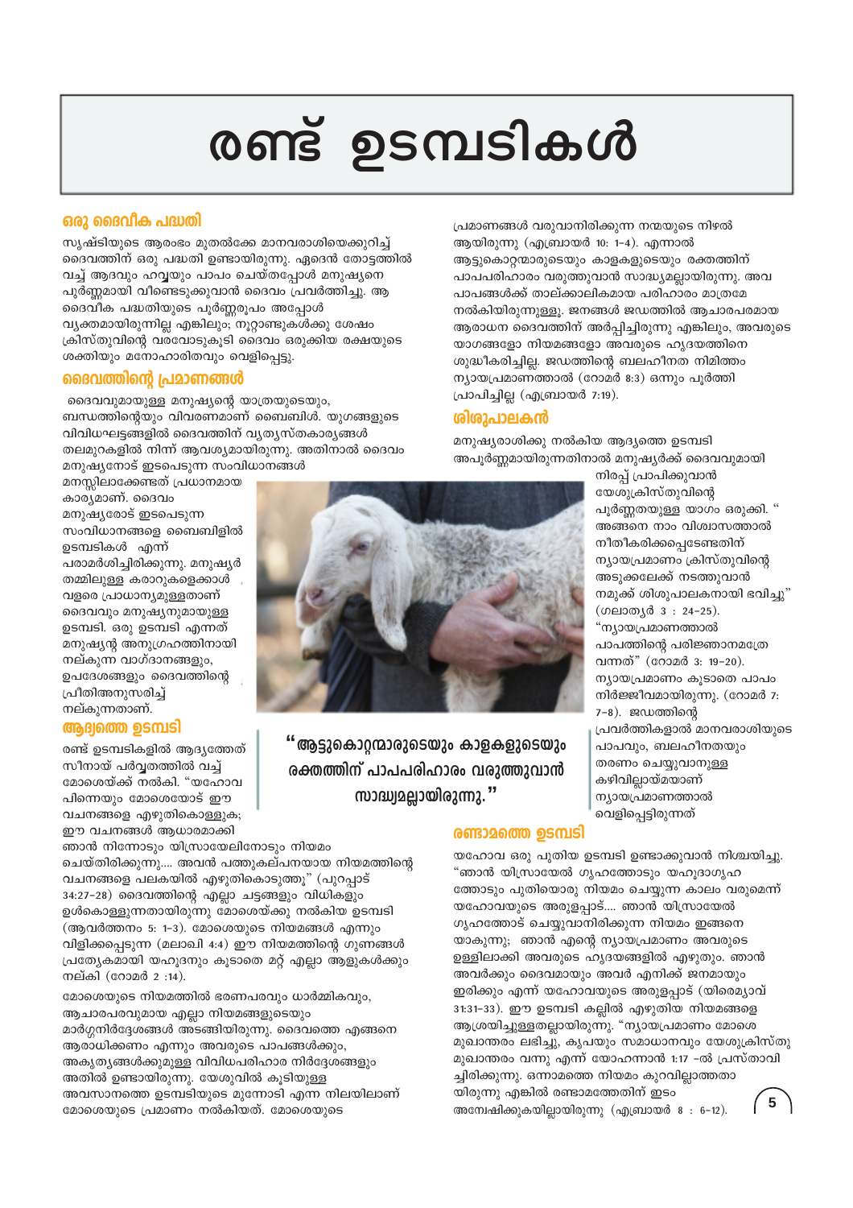# രണ്ട് ഉടമ്പടികൾ

## ഒരു ദൈവീക പദ്ധതി

സൃഷ്ടിയുടെ ആരംഭം മുതൽക്കേ മാനവരാശിയെക്കുറിച്ച് ദൈവത്തിന് ഒരു പദ്ധതി ഉണ്ടായിരുന്നു. ഏദെൻ തോട്ടത്തിൽ വച്ച് ആദവും ഹവ്വയും പാപം ചെയ്തപ്പോൾ മനുഷ്യനെ പൂർണ്ണമായി വീണ്ടെടുക്കുവാൻ ദൈവം പ്രവർത്തിച്ചു. ആ ദൈവീക പദ്ധതിയുടെ പൂർണ്ണരൂപം അപ്പോൾ വ്യക്തമായിരുന്നില്ല എങ്കിലും; നൂറ്റാണ്ടുകൾക്കു ശേഷം ക്രിസ്തുവിന്റെ വരവോടുകൂടി ദൈവം ഒരുക്കിയ രക്ഷയുടെ ശക്തിയും മനോഹാരിതവും വെളിപ്പെട്ടു.

## ദൈവത്തിന്റെ പ്രമാണങ്ങൾ

ദൈവവുമായുള്ള മനുഷ്യന്റെ യാത്രയുടെയും, ബന്ധത്തിന്റെയും വിവരണമാണ് ബൈബിൾ. യുഗങ്ങളുടെ വിവിധഘട്ടങ്ങളിൽ ദൈവത്തിന് വ്യത്യസ്തകാര്യങ്ങൾ തലമുറകളിൽ നിന്ന് ആവശ്യമായിരുന്നു. അതിനാൽ ദൈവം മനുഷ്യനോട് ഇടപെടുന്ന സംവിധാനങ്ങൾ മനസ്സിലാക്കേണ്ടത് പ്രധാനമായ കാര്യമാണ്. ദൈവം മനുഷ്യരോട് ഇടപെടുന്ന സംവിധാനങ്ങളെ ബൈബിളിൽ ഉടമ്പടികൾ എന്ന് പരാമർശിച്ചിരിക്കുന്നു. മനുഷ്യർ തമ്മിലുള്ള കരാറുകളെക്കാൾ വളരെ പ്രാധാന്യമുള്ളതാണ് ദൈവവും മനുഷ്യനുമായുള്ള ഉടമ്പടി. ഒരു ഉടമ്പടി എന്നത് മനുഷ്യന്റ അനുഗ്രഹത്തിനായി നല്കുന്ന വാഗ്ദാനങ്ങളും, ഉപദേശങ്ങളും ദൈവത്തിന്റെ പ്രീതിഅനുസരിച്ച് നല്കുന്നതാണ്.

## ആദ്യത്തെ ഉടമ്പടി

രണ്ട് ഉടമ്പടികളിൽ ആദ്യത്തേത് സീനായ് പർവ്വതത്തിൽ വച്ച് മോശെയ്ക്ക് നൽകി. "യഹോവ പിന്നെയും മോശെയോട് ഈ വചനങ്ങളെ എഴുതികൊള്ളുക; ഈ വചനങ്ങൾ ആധാരമാക്കി ഞാൻ നിന്നോടും യിസ്രായേലിനോടും നിയമം ചെയ്തിരിക്കുന്നു.... അവൻ പത്തുകല്പനയായ നിയമത്തിന്റെ വചനങ്ങളെ പലകയിൽ എഴുതികൊടുത്തു" (പുറപ്പാട് 34:27-28) ദൈവത്തിന്റെ എല്ലാ ചട്ടങ്ങളും വിധികളും ഉൾകൊള്ളുന്നതായിരുന്നു മോശെയ്ക്കു നൽകിയ ഉടമ്പടി (ആവർത്തനം 5: 1-3). മോശെയുടെ നിയമങ്ങൾ എന്നും വിളിക്കപ്പെടുന്ന (മലാഖി 4:4) ഈ നിയമത്തിന്റെ ഗുണങ്ങൾ പ്രത്യേകമായി യഹൂദനും കൂടാതെ മറ്റ് എല്ലാ ആളുകൾക്കും നല്കി (റോമർ 2 :14).

മോശെയുടെ നിയമത്തിൽ ഭരണപരവും ധാർമ്മികവും, ആചാരപരവുമായ എല്ലാ നിയമങ്ങളുടെയും മാർഗ്ഗനിർദ്ദേശങ്ങൾ അടങ്ങിയിരുന്നു. ദൈവത്തെ എങ്ങനെ ആരാധിക്കണം എന്നും അവരുടെ പാപങ്ങൾക്കും, അകൃത്യങ്ങൾക്കുമുള്ള വിവിധപരിഹാര നിർദ്ദേശങ്ങളും അതിൽ ഉണ്ടായിരുന്നു. യേശുവിൽ കൂടിയുള്ള അവസാനത്തെ ഉടമ്പടിയുടെ മുന്നോടി എന്ന നിലയിലാണ് മോശെയുടെ പ്രമാണം നൽകിയത്. മോശെയുടെ പ്രമാണങ്ങൾ വരുവാനിരിക്കുന്ന നന്മയുടെ നിഴൽ ആയിരുന്നു (എബ്രായർ 10: 1-4). എന്നാൽ ആട്ടുകൊറ്റന്മാരുടെയും കാളകളുടെയും രക്തത്തിന് പാപപരിഹാരം വരുത്തുവാൻ സാദ്ധ്യമല്ലായിരുന്നു. അവ പാപങ്ങൾക്ക് താല്ക്കാലികമായ പരിഹാരം മാത്രമേ നൽകിയിരുന്നുള്ളൂ. ജനങ്ങൾ ജഡത്തിൽ ആചാരപരമായ ആരാധന ദൈവത്തിന് അർപ്പിച്ചിരുന്നു എങ്കിലും, അവരുടെ യാഗങ്ങളോ നിയമങ്ങളോ അവരുടെ ഹൃദയത്തിനെ ശുദ്ധീകരിച്ചില്ല. ജഡത്തിന്റെ ബലഹീനത നിമിത്തം ന്യായപ്രമാണത്താൽ (റോമർ 8:3) ഒന്നും പൂർത്തി പ്രാപിച്ചില്ല (എബ്രായർ 7:19).

## ശിശുപാലകൻ

മനുഷ്യരാശിക്കു നൽകിയ ആദ്യത്തെ ഉടമ്പടി അപൂർണ്ണമായിരുന്നതിനാൽ മനുഷ്യർക്ക് ദൈവവുമായി നിരപ്പ് പ്രാപിക്കുവാൻ യേശുക്രിസ്തുവിന്റെ പൂർണ്ണതയുള്ള യാഗം ഒരുക്കി. "അങ്ങനെ നാം വിശ്വാസത്താൽ നീതീകരിക്കപ്പെടേണ്ടതിന് ന്യായപ്രമാണം ക്രിസ്തുവിന്റെ അടുക്കലേക്ക് നടത്തുവാൻ നമുക്ക് ശിശുപാലകനായി ഭവിച്ചു" (ഗലാതൃർ 3 : 24-25). "ന്യായപ്രമാണത്താൽ പാപത്തിന്റെ പരിജ്ഞാനമത്രേ വന്നത്" (റോമർ 3: 19-20). ന്യായപ്രമാണം കൂടാതെ പാപം നിർജ്ജീവമായിരുന്നു. (റോമർ 7: 7-8). ജഡത്തിന്റെ പ്രവർത്തികളാൽ മാനവരാശിയുടെ പാപവും, ബലഹീനതയും തരണം ചെയ്യുവാനുള്ള കഴിവില്ലായ്മയാണ് ന്യായപ്രമാണത്താൽ വെളിപ്പെട്ടിരുന്നത്

**"ആട്ടുകൊറ്റന്മാരുടെയും കാളകളുടെയും രക്തത്തിന് പാപപരിഹാരം വരുത്തുവാൻ സാദ്ധ്യമല്ലായിരുന്നു."**

## രണ്ടാമത്തെ ഉടമ്പടി

യഹോവ ഒരു പുതിയ ഉടമ്പടി ഉണ്ടാക്കുവാൻ നിശ്ചയിച്ചു. "ഞാൻ യിസ്രായേൽ ഗൃഹത്തോടും യഹൂദാഗൃഹ ത്തോടും പുതിയൊരു നിയമം ചെയ്യുന്ന കാലം വരുമെന്ന് യഹോവയുടെ അരുളപ്പാട്.... ഞാൻ യിസ്രായേൽ ഗൃഹത്തോട് ചെയ്യുവാനിരിക്കുന്ന നിയമം ഇങ്ങനെ യാകുന്നു; ഞാൻ എന്റെ ന്യായപ്രമാണം അവരുടെ ഉള്ളിലാക്കി അവരുടെ ഹൃദയങ്ങളിൽ എഴുതും. ഞാൻ അവർക്കും ദൈവമായും അവർ എനിക്ക് ജനമായും ഇരിക്കും എന്ന് യഹോവയുടെ അരുളപ്പാട് (യിരെമ്യാവ് 31:31-33). ഈ ഉടമ്പടി കല്ലിൽ എഴുതിയ നിയമങ്ങളെ ആശ്രയിച്ചുള്ളതല്ലായിരുന്നു. "ന്യായപ്രമാണം മോശെ മുഖാന്തരം ലഭിച്ചു, കൃപയും സമാധാനവും യേശുക്രിസ്തു മുഖാന്തരം വന്നു എന്ന് യോഹന്നാൻ 1:17 -ൽ പ്രസ്താവി ച്ചിരിക്കുന്നു. ഒന്നാമത്തെ നിയമം കുറവില്ലാത്തതാ യിരുന്നു എങ്കിൽ രണ്ടാമത്തേതിന് ഇടം അന്വേഷിക്കുകയില്ലായിരുന്നു (എബ്രായർ 8 : 6-12).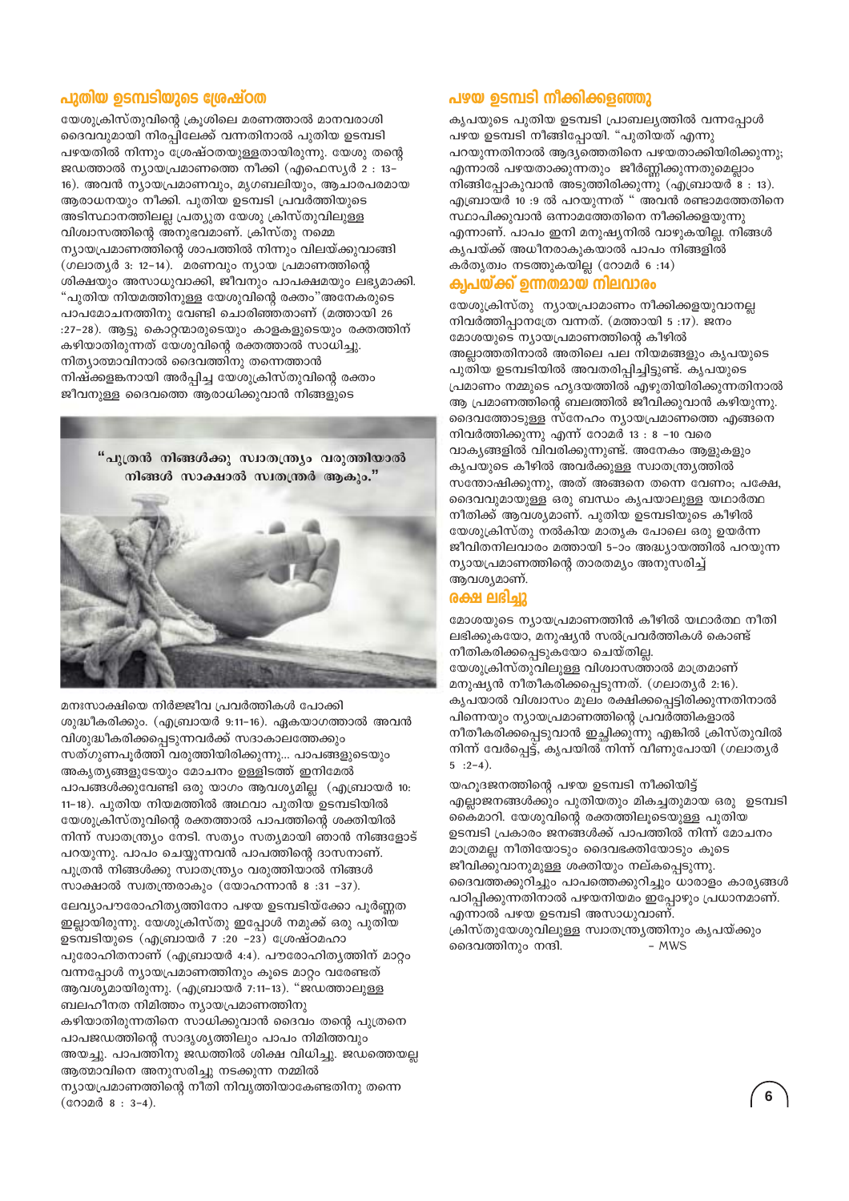## പുതിയ ഉടമ്പടിയുടെ ശ്രേഷ്ഠത

യേശുക്രിസ്തുവിന്റെ ക്രൂശിലെ മരണത്താൽ മാനവരാശി ദൈവവുമായി നിരപ്പിലേക്ക് വന്നതിനാൽ പുതിയ ഉടമ്പടി പഴയതിൽ നിന്നും ശ്രേഷ്ഠതയുള്ളതായിരുന്നു. യേശു തന്റെ ജഡത്താൽ ന്യായപ്രമാണത്തെ നീക്കി (എഫെസ്യർ 2 : 13-16). അവൻ ന്യായപ്രമാണവും, മൃഗബലിയും, ആചാരപരമായ ആരാധനയും നീക്കി. പുതിയ ഉടമ്പടി പ്രവർത്തിയുടെ അടിസ്ഥാനത്തിലല്ല പ്രത്യുത യേശു ക്രിസ്തുവിലുള്ള വിശ്വാസത്തിന്റെ അനുഭവമാണ്. ക്രിസ്തു നമ്മെ ന്യായപ്രമാണത്തിന്റെ ശാപത്തിൽ നിന്നും വിലയ്ക്കുവാങ്ങി (ഗലാത്യർ 3: 12-14). മരണവും ന്യായ പ്രമാണത്തിന്റെ ശിക്ഷയും അസാധുവാക്കി, ജീവനും പാപക്ഷമയും ലഭ്യമാക്കി. "പുതിയ നിയമത്തിനുള്ള യേശുവിന്റെ രക്തം"അനേകരുടെ പാപമോചനത്തിനു വേണ്ടി ചൊരിഞ്ഞതാണ് (മത്തായി 26 :27-28). ആട്ടു കൊറ്റന്മാരുടെയും കാളകളുടെയും രക്തത്തിന് കഴിയാതിരുന്നത് യേശുവിന്റെ രക്തത്താൽ സാധിച്ചു. നിത്യാത്മാവിനാൽ ദൈവത്തിനു തന്നെത്താൻ നിഷ്ക്കളങ്കനായി അർപ്പിച്ച യേശുക്രിസ്തുവിന്റെ രക്തം ജീവനുള്ള ദൈവത്തെ ആരാധിക്കുവാൻ നിങ്ങളുടെ

"പുത്രൻ നിങ്ങൾക്കു സ്വാതന്ത്ര്യം വരുത്തിയാൽ നിങ്ങൾ സാക്ഷാൽ സ്വതന്ത്രർ ആകും."

മനഃസാക്ഷിയെ നിർജ്ജീവ പ്രവർത്തികൾ പോക്കി ശുദ്ധീകരിക്കും. (എബ്രായർ 9:11-16). ഏകയാഗത്താൽ അവൻ വിശുദ്ധീകരിക്കപ്പെടുന്നവർക്ക് സദാകാലത്തേക്കും സത്ഗുണപൂർത്തി വരുത്തിയിരിക്കുന്നു... പാപങ്ങളുടെയും അകൃത്യങ്ങളുടേയും മോചനം ഉള്ളിടത്ത് ഇനിമേൽ പാപങ്ങൾക്കുവേണ്ടി ഒരു യാഗം ആവശ്യമില്ല (എബ്രായർ 10: 11-18). പുതിയ നിയമത്തിൽ അഥവാ പുതിയ ഉടമ്പടിയിൽ യേശുക്രിസ്തുവിന്റെ രക്തത്താൽ പാപത്തിന്റെ ശക്തിയിൽ നിന്ന് സ്വാതന്ത്ര്യം നേടി. സത്യം സത്യമായി ഞാൻ നിങ്ങളോട് പറയുന്നു. പാപം ചെയ്യുന്നവൻ പാപത്തിന്റെ ദാസനാണ്. പുത്രൻ നിങ്ങൾക്കു സ്വാതന്ത്ര്യം വരുത്തിയാൽ നിങ്ങൾ സാക്ഷാൽ സ്വതന്ത്രരാകും (യോഹന്നാൻ 8 :31 -37).

ലേവ്യാപൗരോഹിത്യത്തിനോ പഴയ ഉടമ്പടിയ്ക്കോ പൂർണ്ണത ഇല്ലായിരുന്നു. യേശുക്രിസ്തു ഇപ്പോൾ നമുക്ക് ഒരു പുതിയ ഉടമ്പടിയുടെ (എബ്രായർ 7 :20 -23) ശ്രേഷ്ഠമഹാ പുരോഹിതനാണ് (എബ്രായർ 4:4). പൗരോഹിത്യത്തിന് മാറ്റം വന്നപ്പോൾ ന്യായപ്രമാണത്തിനും കൂടെ മാറ്റം വരേണ്ടത് ആവശ്യമായിരുന്നു. (എബ്രായർ 7:11-13). "ജഡത്താലുള്ള ബലഹീനത നിമിത്തം ന്യായപ്രമാണത്തിനു കഴിയാതിരുന്നതിനെ സാധിക്കുവാൻ ദൈവം തന്റെ പുത്രനെ പാപജഡത്തിന്റെ സാദൃശ്യത്തിലും പാപം നിമിത്തവും അയച്ചു. പാപത്തിനു ജഡത്തിൽ ശിക്ഷ വിധിച്ചു. ജഡത്തെയല്ല ആത്മാവിനെ അനുസരിച്ചു നടക്കുന്ന നമ്മിൽ ന്യായപ്രമാണത്തിന്റെ നീതി നിവൃത്തിയാകേണ്ടതിനു തന്നെ (റോമർ 8 : 3-4).

## പഴയ ഉടമ്പടി നീക്കിക്കളഞ്ഞു

കൃപയുടെ പുതിയ ഉടമ്പടി പ്രാബല്യത്തിൽ വന്നപ്പോൾ പഴയ ഉടമ്പടി നീങ്ങിപ്പോയി. "പുതിയത് എന്നു പറയുന്നതിനാൽ ആദ്യത്തെതിനെ പഴയതാക്കിയിരിക്കുന്നു; എന്നാൽ പഴയതാക്കുന്നതും ജീർണ്ണിക്കുന്നതുമെല്ലാം നീങ്ങിപ്പോകുവാൻ അടുത്തിരിക്കുന്നു (എബ്രായർ 8 : 13). എബ്രായർ 10 :9 ൽ പറയുന്നത് " അവൻ രണ്ടാമത്തേതിനെ സ്ഥാപിക്കുവാൻ ഒന്നാമത്തേതിനെ നീക്കിക്കളയുന്നു എന്നാണ്. പാപം ഇനി മനുഷ്യനിൽ വാഴുകയില്ല. നിങ്ങൾ കൃപയ്ക്ക് അധീനരാകുകയാൽ പാപം നിങ്ങളിൽ കർതൃത്വം നടത്തുകയില്ല (റോമർ 6 :14)

## കൃപയ്ക്ക് ഉന്നതമായ നിലവാരം

യേശുക്രിസ്തു ന്യായപ്രാമാണം നീക്കിക്കളയുവാനല്ല നിവർത്തിപ്പാനത്രേ വന്നത്. (മത്തായി 5 :17). ജനം മോശയുടെ ന്യായപ്രമാണത്തിന്റെ കീഴിൽ അല്ലാത്തതിനാൽ അതിലെ പല നിയമങ്ങളും കൃപയുടെ പുതിയ ഉടമ്പടിയിൽ അവതരിപ്പിച്ചിട്ടുണ്ട്. കൃപയുടെ പ്രമാണം നമ്മുടെ ഹൃദയത്തിൽ എഴുതിയിരിക്കുന്നതിനാൽ ആ പ്രമാണത്തിന്റെ ബലത്തിൽ ജീവിക്കുവാൻ കഴിയുന്നു. ദൈവത്തോടുള്ള സ്നേഹം ന്യായപ്രമാണത്തെ എങ്ങനെ നിവർത്തിക്കുന്നു എന്ന് റോമർ 13 : 8 -10 വരെ വാക്യങ്ങളിൽ വിവരിക്കുന്നുണ്ട്. അനേകം ആളുകളും കൃപയുടെ കീഴിൽ അവർക്കുള്ള സ്വാതന്ത്ര്യത്തിൽ സന്തോഷിക്കുന്നു, അത് അങ്ങനെ തന്നെ വേണം; പക്ഷേ, ദൈവവുമായുള്ള ഒരു ബന്ധം കൃപയാലുള്ള യഥാർത്ഥ നീതിക്ക് ആവശ്യമാണ്. പുതിയ ഉടമ്പടിയുടെ കീഴിൽ യേശുക്രിസ്തു നൽകിയ മാതൃക പോലെ ഒരു ഉയർന്ന ജീവിതനിലവാരം മത്തായി 5-ാം അദ്ധ്യായത്തിൽ പറയുന്ന ന്യായപ്രമാണത്തിന്റെ താരതമ്യം അനുസരിച്ച് ആവശ്യമാണ്.

## രക്ഷ ലഭിച്ചു

മോശയുടെ ന്യായപ്രമാണത്തിൻ കീഴിൽ യഥാർത്ഥ നീതി ലഭിക്കുകയോ, മനുഷ്യൻ സൽപ്രവർത്തികൾ കൊണ്ട് നീതികരിക്കപ്പെടുകയോ ചെയ്തില്ല.
യേശുക്രിസ്തുവിലുള്ള വിശ്വാസത്താൽ മാത്രമാണ് മനുഷ്യൻ നീതീകരിക്കപ്പെടുന്നത്. (ഗലാത്യർ 2:16). കൃപയാൽ വിശ്വാസം മൂലം രക്ഷിക്കപ്പെട്ടിരിക്കുന്നതിനാൽ പിന്നെയും ന്യായപ്രമാണത്തിന്റെ പ്രവർത്തികളാൽ നീതീകരിക്കപ്പെടുവാൻ ഇച്ഛിക്കുന്നു എങ്കിൽ ക്രിസ്തുവിൽ നിന്ന് വേർപ്പെട്ട്, കൃപയിൽ നിന്ന് വീണുപോയി (ഗലാത്യർ 5 :2-4).

യഹൂദജനത്തിന്റെ പഴയ ഉടമ്പടി നീക്കിയിട്ട് എല്ലാജനങ്ങൾക്കും പുതിയതും മികച്ചതുമായ ഒരു ഉടമ്പടി കൈമാറി. യേശുവിന്റെ രക്തത്തിലൂടെയുള്ള പുതിയ ഉടമ്പടി പ്രകാരം ജനങ്ങൾക്ക് പാപത്തിൽ നിന്ന് മോചനം മാത്രമല്ല നീതിയോടും ദൈവഭക്തിയോടും കൂടെ ജീവിക്കുവാനുമുള്ള ശക്തിയും നല്കപ്പെടുന്നു. ദൈവത്തെക്കുറിച്ചും പാപത്തെക്കുറിച്ചും ധാരാളം കാര്യങ്ങൾ പഠിപ്പിക്കുന്നതിനാൽ പഴയനിയമം ഇപ്പോഴും പ്രധാനമാണ്. എന്നാൽ പഴയ ഉടമ്പടി അസാധുവാണ്.
ക്രിസ്തുയേശുവിലുള്ള സ്വാതന്ത്ര്യത്തിനും കൃപയ്ക്കും ദൈവത്തിനും നന്ദി. - MWS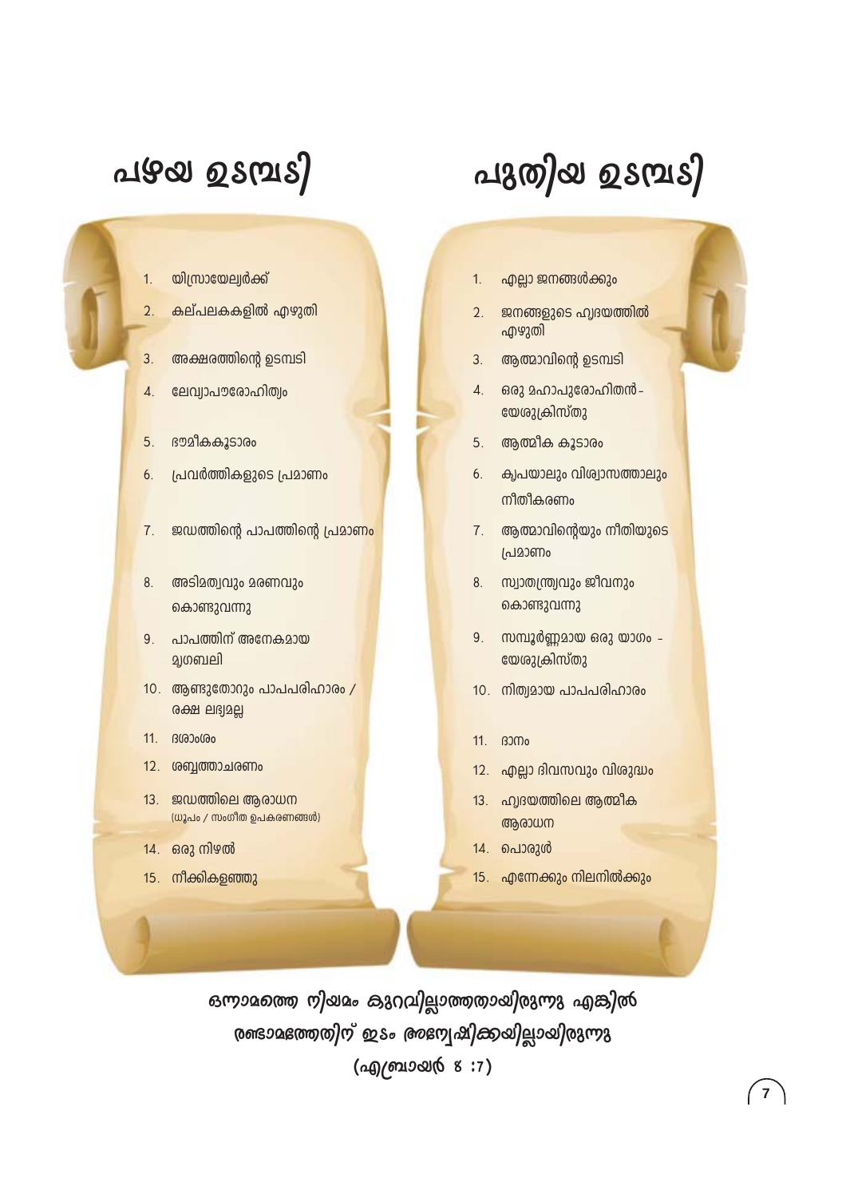| പഴയ ഉടമ്പടി | പുതിയ ഉടമ്പടി |
|---|---|
| 1. യിസ്രായേല്യർക്ക് | 1. എല്ലാ ജനങ്ങൾക്കും |
| 2. കല്പലകകളിൽ എഴുതി | 2. ജനങ്ങളുടെ ഹൃദയത്തിൽ എഴുതി |
| 3. അക്ഷരത്തിന്റെ ഉടമ്പടി | 3. ആത്മാവിന്റെ ഉടമ്പടി |
| 4. ലേവ്യാപൗരോഹിത്യം | 4. ഒരു മഹാപുരോഹിതൻ - യേശുക്രിസ്തു |
| 5. ഭൗമീകകൂടാരം | 5. ആത്മീക കൂടാരം |
| 6. പ്രവർത്തികളുടെ പ്രമാണം | 6. കൃപയാലും വിശ്വാസത്താലും നീതീകരണം |
| 7. ജഡത്തിന്റെ പാപത്തിന്റെ പ്രമാണം | 7. ആത്മാവിന്റെയും നീതിയുടെ പ്രമാണം |
| 8. അടിമത്വവും മരണവും കൊണ്ടുവന്നു | 8. സ്വാതന്ത്ര്യവും ജീവനും കൊണ്ടുവന്നു |
| 9. പാപത്തിന് അനേകമായ മൃഗബലി | 9. സമ്പൂർണ്ണമായ ഒരു യാഗം - യേശുക്രിസ്തു |
| 10. ആണ്ടുതോറും പാപപരിഹാരം / രക്ഷ ലഭ്യമല്ല | 10. നിത്യമായ പാപപരിഹാരം |
| 11. ദശാംശം | 11. ദാനം |
| 12. ശബ്ബത്താചരണം | 12. എല്ലാ ദിവസവും വിശുദ്ധം |
| 13. ജഡത്തിലെ ആരാധന (ധൂപം / സംഗീത ഉപകരണങ്ങൾ) | 13. ഹൃദയത്തിലെ ആത്മീക ആരാധന |
| 14. ഒരു നിഴൽ | 14. പൊരുൾ |
| 15. നീക്കികളഞ്ഞു | 15. എന്നേക്കും നിലനിൽക്കും |

**ഒന്നാമത്തെ നിയമം കുറവില്ലാത്തതായിരുന്നു എങ്കിൽ രണ്ടാമത്തേതിന് ഇടം അന്വേഷിക്കയില്ലായിരുന്നു (എബ്രായർ 8 :7)**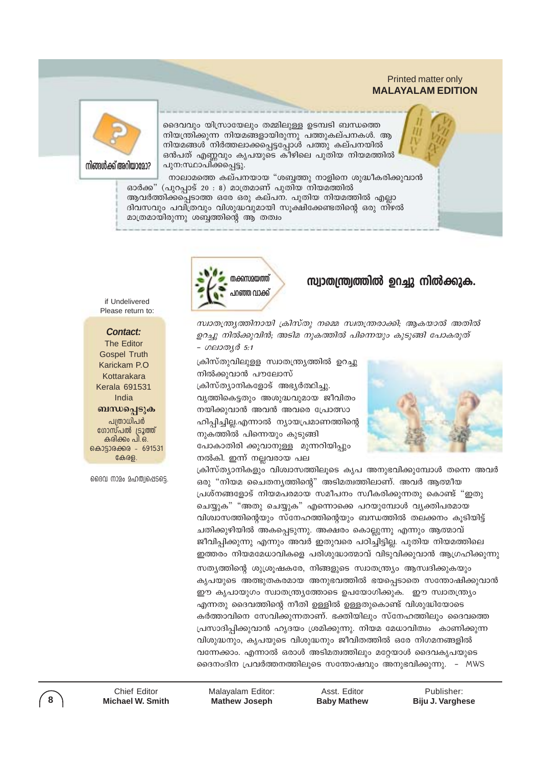Printed matter only
**MALAYALAM EDITION**

**നിങ്ങൾക്ക് അറിയാമോ?**

ദൈവവും യിസ്രായേലും തമ്മിലുള്ള ഉടമ്പടി ബന്ധത്തെ നിയന്ത്രിക്കുന്ന നിയമങ്ങളായിരുന്നു പത്തുകല്പനകൾ. ആ നിയമങ്ങൾ നിർത്തലാക്കപ്പെട്ടപ്പോൾ പത്തു കല്പനയിൽ ഒൻപത് എണ്ണവും കൃപയുടെ കീഴിലെ പുതിയ നിയമത്തിൽ പുനഃസ്ഥാപിക്കപ്പെട്ടു.

നാലാമത്തെ കല്പനയായ "ശബ്ബത്തു നാളിനെ ശുദ്ധീകരിക്കുവാൻ ഓർക്ക" (പുറപ്പാട് 20 : 8) മാത്രമാണ് പുതിയ നിയമത്തിൽ ആവർത്തിക്കപ്പെടാത്ത ഒരേ ഒരു കല്പന. പുതിയ നിയമത്തിൽ എല്ലാ ദിവസവും പവിത്രവും വിശുദ്ധവുമായി സൂക്ഷിക്കേണ്ടതിന്റെ ഒരു നിഴൽ മാത്രമായിരുന്നു ശബ്ബത്തിന്റെ ആ തത്വം

തക്കസമയത്ത് പറഞ്ഞ വാക്ക്

## സ്വാതന്ത്ര്യത്തിൽ ഉറച്ചു നിൽക്കുക.

*സ്വാതന്ത്ര്യത്തിനായി ക്രിസ്തു നമ്മെ സ്വതന്ത്രരാക്കി; ആകയാൽ അതിൽ ഉറച്ചു നിൽക്കുവിൻ; അടിമ നുകത്തിൽ പിന്നെയും കുടുങ്ങി പോകരുത്*
*- ഗലാത്യർ 5:1*

ക്രിസ്തുവിലുള്ള സ്വാതന്ത്ര്യത്തിൽ ഉറച്ചു നിൽക്കുവാൻ പൗലോസ് ക്രിസ്ത്യാനികളോട് അഭ്യർത്ഥിച്ചു. വൃത്തികെട്ടതും അശുദ്ധവുമായ ജീവിതം നയിക്കുവാൻ അവൻ അവരെ പ്രോത്സാഹിപ്പിച്ചില്ല.എന്നാൽ ന്യായപ്രമാണത്തിന്റെ നുകത്തിൽ പിന്നെയും കുടുങ്ങി പോകാതിരിക്കുവാനുള്ള മുന്നറിയിപ്പും നൽകി. ഇന്ന് നല്ലവരായ പല ക്രിസ്ത്യാനികളും വിശ്വാസത്തിലൂടെ കൃപ അനുഭവിക്കുമ്പോൾ തന്നെ അവർ ഒരു "നിയമ ചൈതന്യത്തിന്റെ" അടിമത്വത്തിലാണ്. അവർ ആത്മീയ പ്രശ്നങ്ങളോട് നിയമപരമായ സമീപനം സ്വീകരിക്കുന്നതു കൊണ്ട് "ഇതു ചെയ്യുക" "അതു ചെയ്യുക" എന്നൊക്കെ പറയുമ്പോൾ വ്യക്തിപരമായ വിശ്വാസത്തിന്റെയും സ്നേഹത്തിന്റെയും ബന്ധത്തിൽ തലക്കനം കൂടിയിട്ട് ചതിക്കുഴിയിൽ അകപ്പെടുന്നു. അക്ഷരം കൊല്ലുന്നു എന്നും ആത്മാവ് ജീവിപ്പിക്കുന്നു എന്നും അവർ ഇതുവരെ പഠിച്ചിട്ടില്ല. പുതിയ നിയമത്തിലെ ഇത്തരം നിയമമേധാവികളെ പരിശുദ്ധാത്മാവ് വിടുവിക്കുവാൻ ആഗ്രഹിക്കുന്നു

സത്യത്തിന്റെ ശുശ്രൂഷകരേ, നിങ്ങളുടെ സ്വാതന്ത്ര്യം ആസ്വദിക്കുകയും കൃപയുടെ അത്ഭുതകരമായ അനുഭവത്തിൽ ഭയപ്പെടാതെ സന്തോഷിക്കുവാൻ ഈ കൃപായുഗം സ്വാതന്ത്ര്യത്തോടെ ഉപയോഗിക്കുക. ഈ സ്വാതന്ത്ര്യം എന്നതു ദൈവത്തിന്റെ നീതി ഉള്ളിൽ ഉള്ളതുകൊണ്ട് വിശുദ്ധിയോടെ കർത്താവിനെ സേവിക്കുന്നതാണ്. ഭക്തിയിലും സ്നേഹത്തിലും ദൈവത്തെ പ്രസാദിപ്പിക്കുവാൻ ഹൃദയം ശ്രമിക്കുന്നു. നിയമ മേധാവിത്വം കാണിക്കുന്ന വിശുദ്ധനും, കൃപയുടെ വിശുദ്ധനും ജീവിതത്തിൽ ഒരേ നിഗമനങ്ങളിൽ വന്നേക്കാം. എന്നാൽ ഒരാൾ അടിമത്വത്തിലും മറ്റേയാൾ ദൈവകൃപയുടെ ദൈനംദിന പ്രവർത്തനത്തിലൂടെ സന്തോഷവും അനുഭവിക്കുന്നു. - MWS

if Undelivered
Please return to:

**Contact:**
The Editor
Gospel Truth
Karickam P.O
Kottarakara
Kerala 691531
India

**ബന്ധപ്പെടുക**
പത്രാധിപർ
ഗോസ്പൽ ട്രൂത്ത്
കരിക്കം പി.ഒ.
കൊട്ടാരക്കര - 691531
കേരള.

ദൈവ നാമം മഹത്വപ്പെടട്ടെ.

Chief Editor
**Michael W. Smith**

Malayalam Editor:
**Mathew Joseph**

Asst. Editor
**Baby Mathew**

Publisher:
**Biju J. Varghese**